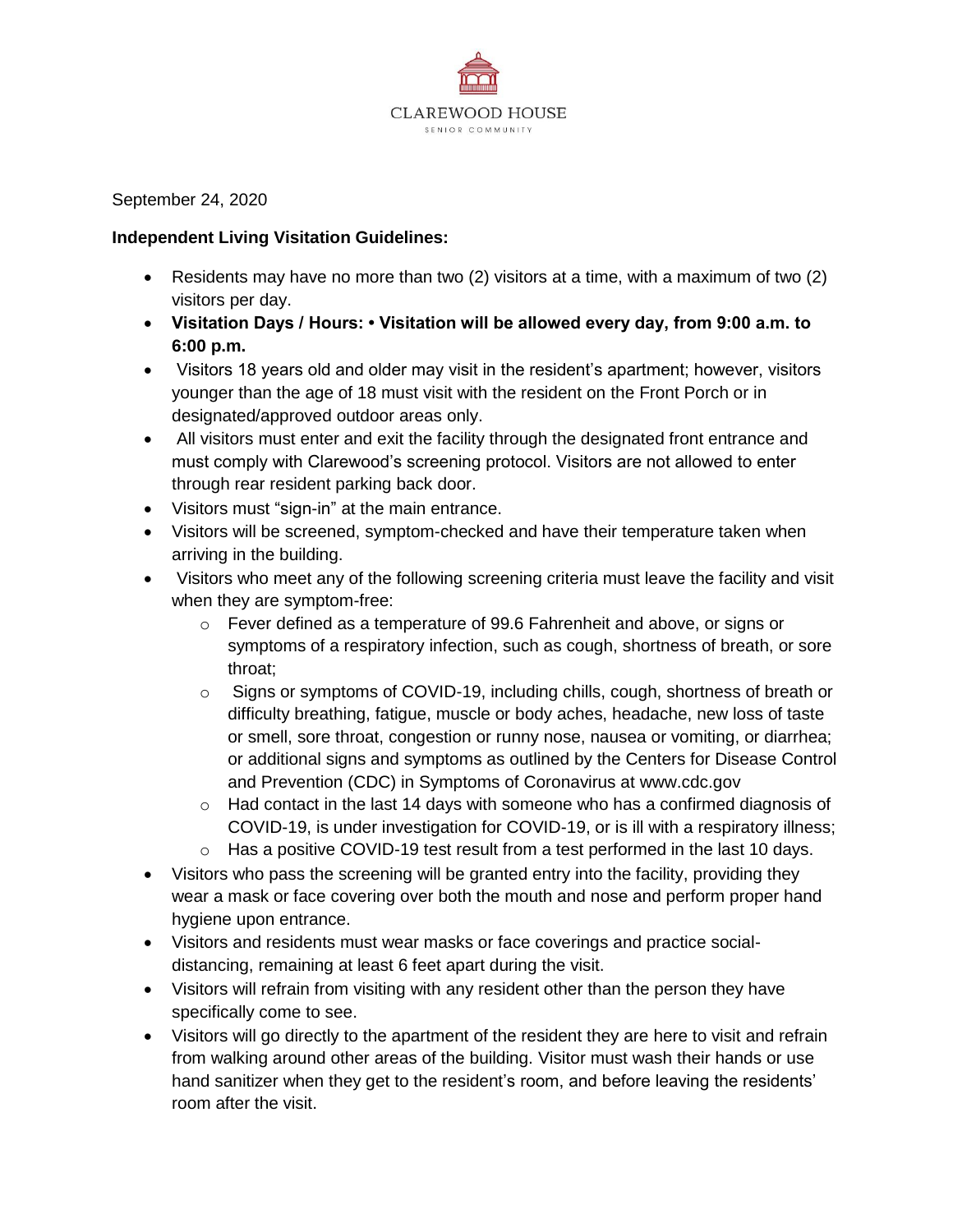CLAREWOOD HOUSE

SENIOR COMMUNITY

September 24, 2020

**Independent Living Visitation Guidelines:**

- Residents may have no more than two (2) visitors at a time, with a maximum of two (2) visitors per day.
- **Visitation Days / Hours: • Visitation will be allowed every day, from 9:00 a.m. to 6:00 p.m.**
- Visitors 18 years old and older may visit in the resident's apartment; however, visitors younger than the age of 18 must visit with the resident on the Front Porch or in designated/approved outdoor areas only.
- All visitors must enter and exit the facility through the designated front entrance and must comply with Clarewood's screening protocol. Visitors are not allowed to enter through rear resident parking back door.
- Visitors must "sign-in" at the main entrance.
- Visitors will be screened, symptom-checked and have their temperature taken when arriving in the building.
- Visitors who meet any of the following screening criteria must leave the facility and visit when they are symptom-free:
  - Fever defined as a temperature of 99.6 Fahrenheit and above, or signs or symptoms of a respiratory infection, such as cough, shortness of breath, or sore throat;
  - Signs or symptoms of COVID-19, including chills, cough, shortness of breath or difficulty breathing, fatigue, muscle or body aches, headache, new loss of taste or smell, sore throat, congestion or runny nose, nausea or vomiting, or diarrhea; or additional signs and symptoms as outlined by the Centers for Disease Control and Prevention (CDC) in Symptoms of Coronavirus at www.cdc.gov
  - Had contact in the last 14 days with someone who has a confirmed diagnosis of COVID-19, is under investigation for COVID-19, or is ill with a respiratory illness;
  - Has a positive COVID-19 test result from a test performed in the last 10 days.
- Visitors who pass the screening will be granted entry into the facility, providing they wear a mask or face covering over both the mouth and nose and perform proper hand hygiene upon entrance.
- Visitors and residents must wear masks or face coverings and practice social-distancing, remaining at least 6 feet apart during the visit.
- Visitors will refrain from visiting with any resident other than the person they have specifically come to see.
- Visitors will go directly to the apartment of the resident they are here to visit and refrain from walking around other areas of the building. Visitor must wash their hands or use hand sanitizer when they get to the resident's room, and before leaving the residents' room after the visit.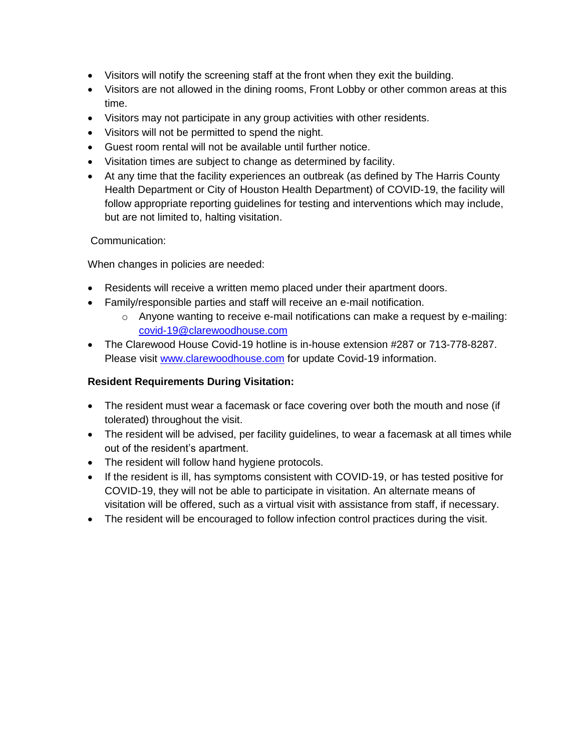- Visitors will notify the screening staff at the front when they exit the building.
- Visitors are not allowed in the dining rooms, Front Lobby or other common areas at this time.
- Visitors may not participate in any group activities with other residents.
- Visitors will not be permitted to spend the night.
- Guest room rental will not be available until further notice.
- Visitation times are subject to change as determined by facility.
- At any time that the facility experiences an outbreak (as defined by The Harris County Health Department or City of Houston Health Department) of COVID-19, the facility will follow appropriate reporting guidelines for testing and interventions which may include, but are not limited to, halting visitation.

Communication:

When changes in policies are needed:

- Residents will receive a written memo placed under their apartment doors.
- Family/responsible parties and staff will receive an e-mail notification.
    - Anyone wanting to receive e-mail notifications can make a request by e-mailing: covid-19@clarewoodhouse.com
- The Clarewood House Covid-19 hotline is in-house extension #287 or 713-778-8287. Please visit www.clarewoodhouse.com for update Covid-19 information.

**Resident Requirements During Visitation:**

- The resident must wear a facemask or face covering over both the mouth and nose (if tolerated) throughout the visit.
- The resident will be advised, per facility guidelines, to wear a facemask at all times while out of the resident's apartment.
- The resident will follow hand hygiene protocols.
- If the resident is ill, has symptoms consistent with COVID-19, or has tested positive for COVID-19, they will not be able to participate in visitation. An alternate means of visitation will be offered, such as a virtual visit with assistance from staff, if necessary.
- The resident will be encouraged to follow infection control practices during the visit.